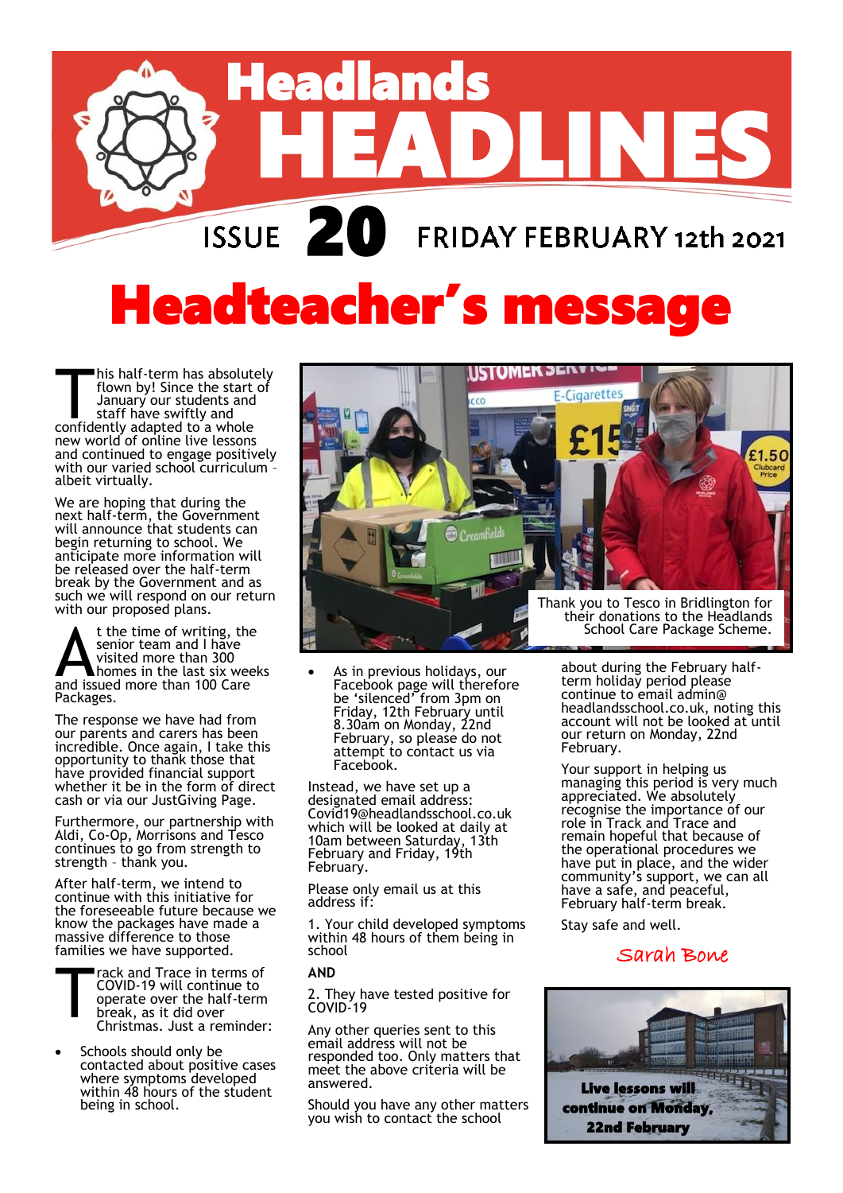# Headlands HEADLINES

ISSUE 20 FRIDAY FEBRUARY 12th 2021

# Headteacher's message

This half-term has absolutely flown by! Since the start of January our students and staff have swiftly and confidently adapted to a whole new world of online live lessons and continued to engage positively with our varied school curriculum – albeit virtually.

We are hoping that during the next half-term, the Government will announce that students can begin returning to school. We anticipate more information will be released over the half-term break by the Government and as such we will respond on our return with our proposed plans.

At the time of writing, the senior team and I have visited more than 300 homes in the last six weeks and issued more than 100 Care Packages.

The response we have had from our parents and carers has been incredible. Once again, I take this opportunity to thank those that have provided financial support whether it be in the form of direct cash or via our JustGiving Page.

Furthermore, our partnership with Aldi, Co-Op, Morrisons and Tesco continues to go from strength to strength – thank you.

After half-term, we intend to continue with this initiative for the foreseeable future because we know the packages have made a massive difference to those families we have supported.

Track and Trace in terms of COVID-19 will continue to operate over the half-term break, as it did over Christmas. Just a reminder:

- Schools should only be contacted about positive cases where symptoms developed within 48 hours of the student being in school.
- As in previous holidays, our Facebook page will therefore be 'silenced' from 3pm on Friday, 12th February until 8.30am on Monday, 22nd February, so please do not attempt to contact us via Facebook.

Thank you to Tesco in Bridlington for their donations to the Headlands School Care Package Scheme.

Instead, we have set up a designated email address: Covid19@headlandsschool.co.uk which will be looked at daily at 10am between Saturday, 13th February and Friday, 19th February.

Please only email us at this address if:

1. Your child developed symptoms within 48 hours of them being in school

**AND**

2. They have tested positive for COVID-19

Any other queries sent to this email address will not be responded too. Only matters that meet the above criteria will be answered.

Should you have any other matters you wish to contact the school about during the February half-term holiday period please continue to email admin@headlandsschool.co.uk, noting this account will not be looked at until our return on Monday, 22nd February.

Your support in helping us managing this period is very much appreciated. We absolutely recognise the importance of our role in Track and Trace and remain hopeful that because of the operational procedures we have put in place, and the wider community's support, we can all have a safe, and peaceful, February half-term break.

Stay safe and well.

*Sarah Bone*

**Live lessons will continue on Monday, 22nd February**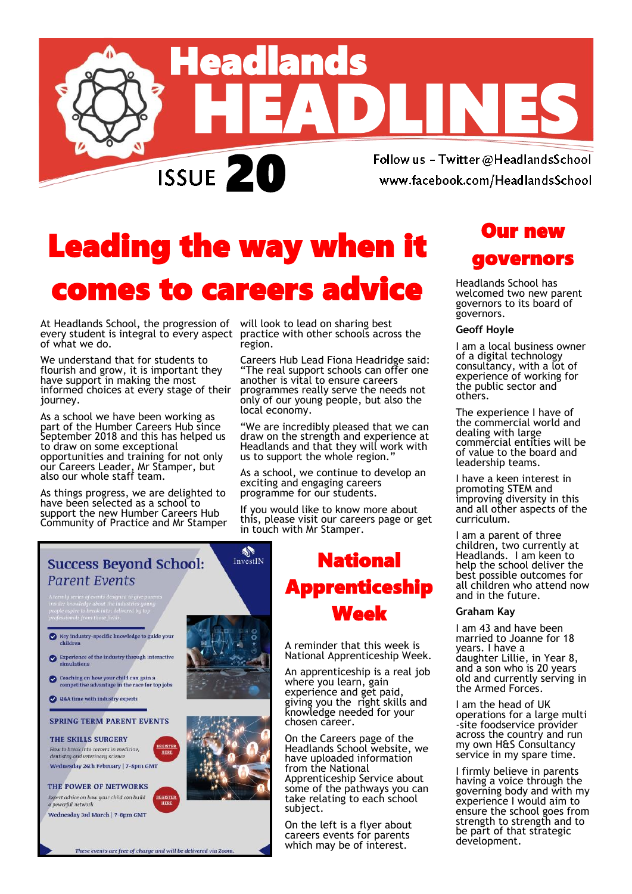# Headlands HEADLINES

ISSUE 20

Follow us – Twitter @HeadlandsSchool
www.facebook.com/HeadlandsSchool

## Leading the way when it comes to careers advice

At Headlands School, the progression of every student is integral to every aspect of what we do.

We understand that for students to flourish and grow, it is important they have support in making the most informed choices at every stage of their journey.

As a school we have been working as part of the Humber Careers Hub since September 2018 and this has helped us to draw on some exceptional opportunities and training for not only our Careers Leader, Mr Stamper, but also our whole staff team.

As things progress, we are delighted to have been selected as a school to support the new Humber Careers Hub Community of Practice and Mr Stamper will look to lead on sharing best practice with other schools across the region.

Careers Hub Lead Fiona Headridge said: "The real support schools can offer one another is vital to ensure careers programmes really serve the needs not only of our young people, but also the local economy.

"We are incredibly pleased that we can draw on the strength and experience at Headlands and that they will work with us to support the whole region."

As a school, we continue to develop an exciting and engaging careers programme for our students.

If you would like to know more about this, please visit our careers page or get in touch with Mr Stamper.

### Success Beyond School: Parent Events

InvestIN

*A termly series of events designed to give parents insider knowledge about the industries young people aspire to break into, delivered by top professionals from those fields.*

- Key industry-specific knowledge to guide your children
- Experience of the industry through interactive simulations
- Coaching on how your child can gain a competitive advantage in the race for top jobs
- Q&A time with industry experts

**SPRING TERM PARENT EVENTS**

**THE SKILLS SURGERY**
*How to break into careers in medicine, dentistry and veterinary science*
Wednesday 24th February | 7-8pm GMT
REGISTER HERE

**THE POWER OF NETWORKS**
*Expert advice on how your child can build a powerful network*
Wednesday 3rd March | 7-8pm GMT
REGISTER HERE

*These events are free of charge and will be delivered via Zoom.*

## National Apprenticeship Week

A reminder that this week is National Apprenticeship Week.

An apprenticeship is a real job where you learn, gain experience and get paid, giving you the right skills and knowledge needed for your chosen career.

On the Careers page of the Headlands School website, we have uploaded information from the National Apprenticeship Service about some of the pathways you can take relating to each school subject.

On the left is a flyer about careers events for parents which may be of interest.

## Our new governors

Headlands School has welcomed two new parent governors to its board of governors.

### Geoff Hoyle

I am a local business owner of a digital technology consultancy, with a lot of experience of working for the public sector and others.

The experience I have of the commercial world and dealing with large commercial entities will be of value to the board and leadership teams.

I have a keen interest in promoting STEM and improving diversity in this and all other aspects of the curriculum.

I am a parent of three children, two currently at Headlands. I am keen to help the school deliver the best possible outcomes for all children who attend now and in the future.

### Graham Kay

I am 43 and have been married to Joanne for 18 years. I have a daughter Lillie, in Year 8, and a son who is 20 years old and currently serving in the Armed Forces.

I am the head of UK operations for a large multi-site foodservice provider across the country and run my own H&S Consultancy service in my spare time.

I firmly believe in parents having a voice through the governing body and with my experience I would aim to ensure the school goes from strength to strength and to be part of that strategic development.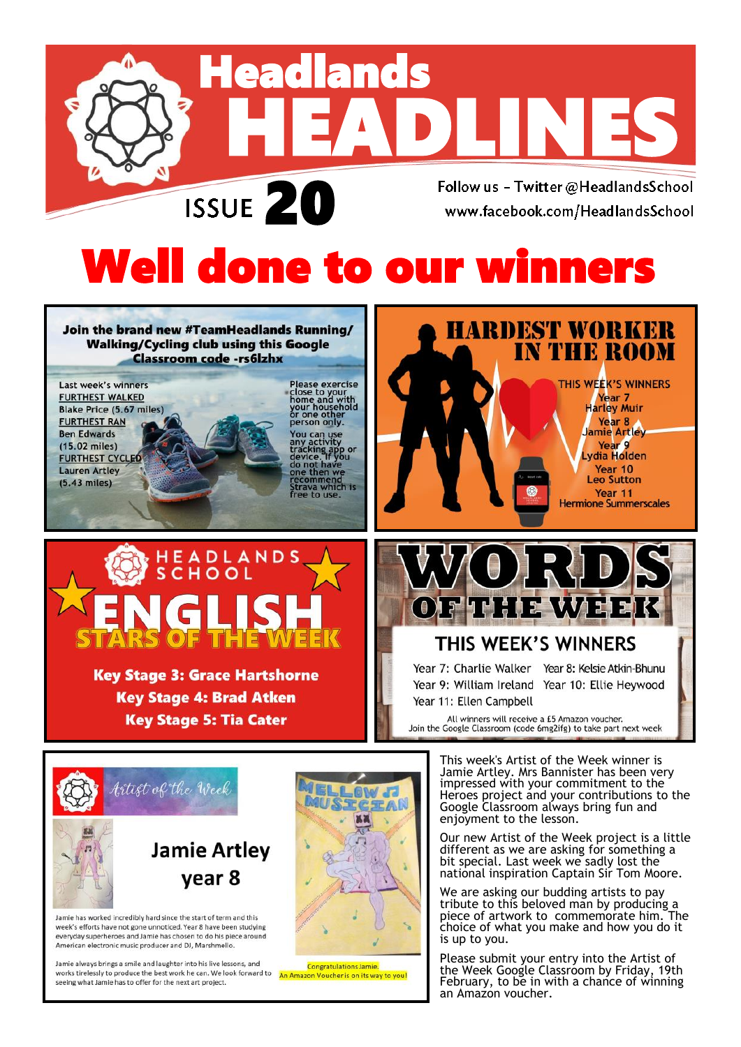# Headlands HEADLINES

ISSUE 20

Follow us – Twitter @HeadlandsSchool
www.facebook.com/HeadlandsSchool

# Well done to our winners

## Join the brand new #TeamHeadlands Running/Walking/Cycling club using this Google Classroom code -rs6lzhx

Last week's winners

FURTHEST WALKED
Blake Price (5.67 miles)

FURTHEST RAN
Ben Edwards (15.02 miles)

FURTHEST CYCLED
Lauren Artley (5.43 miles)

Please exercise close to your home and with your household or one other person only.

You can use any activity tracking app or device. If you do not have one then we recommend Strava which is free to use.

## HARDEST WORKER IN THE ROOM

THIS WEEK'S WINNERS

Year 7
Harley Muir

Year 8
Jamie Artley

Year 9
Lydia Holden

Year 10
Leo Sutton

Year 11
Hermione Summerscales

## HEADLANDS SCHOOL ENGLISH STARS OF THE WEEK

**Key Stage 3: Grace Hartshorne**

**Key Stage 4: Brad Atken**

**Key Stage 5: Tia Cater**

## WORDS OF THE WEEK

THIS WEEK'S WINNERS

Year 7: Charlie Walker
Year 8: Kelsie Atkin-Bhunu
Year 9: William Ireland
Year 10: Ellie Heywood
Year 11: Ellen Campbell

All winners will receive a £5 Amazon voucher.
Join the Google Classroom (code 6mg2ifg) to take part next week

## Artist of the Week

### Jamie Artley year 8

Jamie has worked incredibly hard since the start of term and this week's efforts have not gone unnoticed. Year 8 have been studying everyday superheroes and Jamie has chosen to do his piece around American electronic music producer and DJ, Marshmello.

Jamie always brings a smile and laughter into his live lessons, and works tirelessly to produce the best work he can. We look forward to seeing what Jamie has to offer for the next art project.

Congratulations Jamie.
An Amazon Voucher is on its way to you!

This week's Artist of the Week winner is Jamie Artley. Mrs Bannister has been very impressed with your commitment to the Heroes project and your contributions to the Google Classroom always bring fun and enjoyment to the lesson.

Our new Artist of the Week project is a little different as we are asking for something a bit special. Last week we sadly lost the national inspiration Captain Sir Tom Moore.

We are asking our budding artists to pay tribute to this beloved man by producing a piece of artwork to commemorate him. The choice of what you make and how you do it is up to you.

Please submit your entry into the Artist of the Week Google Classroom by Friday, 19th February, to be in with a chance of winning an Amazon voucher.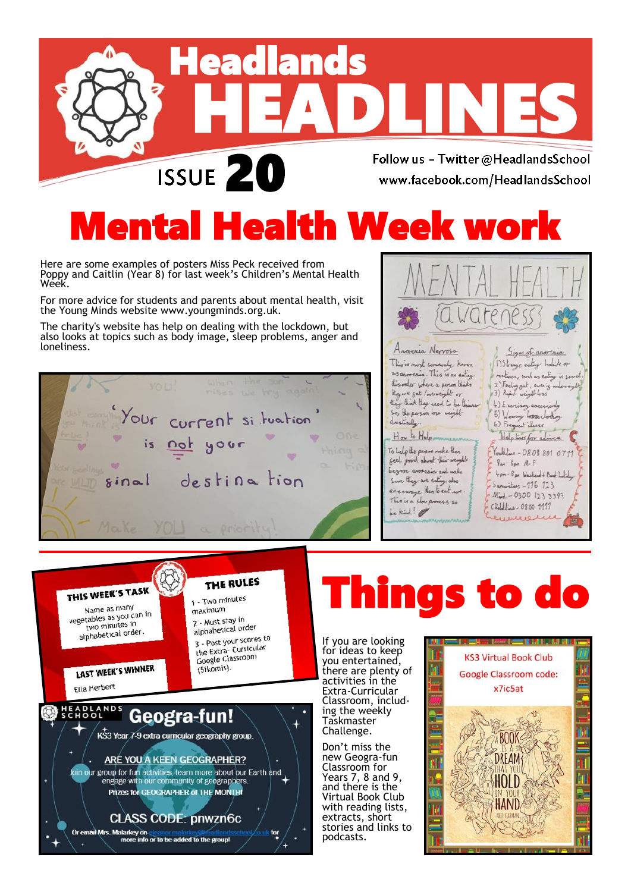# Headlands HEADLINES

ISSUE 20

Follow us – Twitter @HeadlandsSchool
www.facebook.com/HeadlandsSchool

# Mental Health Week work

Here are some examples of posters Miss Peck received from Poppy and Caitlin (Year 8) for last week's Children's Mental Health Week.

For more advice for students and parents about mental health, visit the Young Minds website www.youngminds.org.uk.

The charity's website has help on dealing with the lockdown, but also looks at topics such as body image, sleep problems, anger and loneliness.

'Your current situation is not your final destination'

**MENTAL HEALTH awareness**

**Anorexia Nervosa**

This is most commonly known as anorexia. This is an eating disorder where a person thinks they are fat/overweight or they think they need to be thinner. So, the person loses weight drastically.

**Signs of anorexia**

1) Strange eating habits or routines, such as eating in secret
2) Feeling fat, even if underweight
3) Rapid weight loss
4) Exercising excessively
5) Wearing loose clothing
6) Frequent illness

**How to Help**

To help the person make them feel good about their weight before anorexia and make sure they are eating; also encourage them to eat more. This is a slow process so be kind!

**Help lines for advice**

Youthline - 0808 801 0711
9am - 8pm M-F
4pm - 8pm Weekend + Bank holiday
Samaritans - 116 123
Mind - 0300 123 3393
Childline - 0800 1111

---

**THIS WEEK'S TASK**

Name as many vegetables as you can in two minutes in alphabetical order.

**THE RULES**

1 - Two minutes maximum
2 - Must stay in alphabetical order
3 - Post your scores to the Extra- Curricular Google Classroom (5fkomis).

**LAST WEEK'S WINNER**

Ella Herbert

**HEADLANDS SCHOOL Geogra-fun!**

KS3 Year 7-9 extra curricular geography group.

ARE YOU A KEEN GEOGRAPHER?

Join our group for fun activities, learn more about our Earth and engage with our community of geographers.

Prizes for GEOGRAPHER of THE MONTH!

CLASS CODE: pnwzn6c

Or email Mrs. Malarkey on eleanor.malarkey@headlandsschool.co.uk for more info or to be added to the group!

# Things to do

If you are looking for ideas to keep you entertained, there are plenty of activities in the Extra-Curricular Classroom, including the weekly Taskmaster Challenge.

Don't miss the new Geogra-fun Classroom for Years 7, 8 and 9, and there is the Virtual Book Club with reading lists, extracts, short stories and links to podcasts.

KS3 Virtual Book Club

Google Classroom code: x7ic5at

A BOOK IS A DREAM THAT YOU HOLD IN YOUR HAND — NEIL GAIMAN